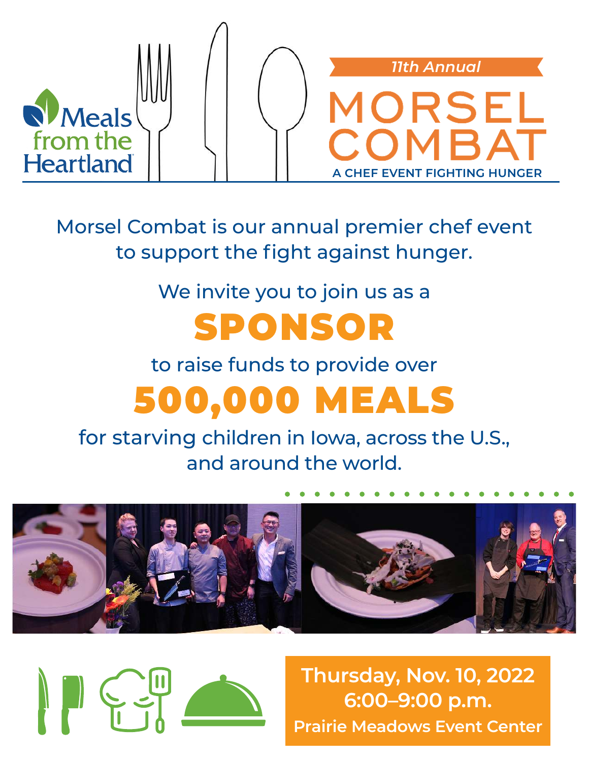Meals from the Heartland

*11th Annual*

# MORSEL COMBAT

**A CHEF EVENT FIGHTING HUNGER**

Morsel Combat is our annual premier chef event to support the fight against hunger.

We invite you to join us as a

## SPONSOR

to raise funds to provide over

## 500,000 MEALS

for starving children in Iowa, across the U.S., and around the world.

**Thursday, Nov. 10, 2022**
**6:00–9:00 p.m.**
**Prairie Meadows Event Center**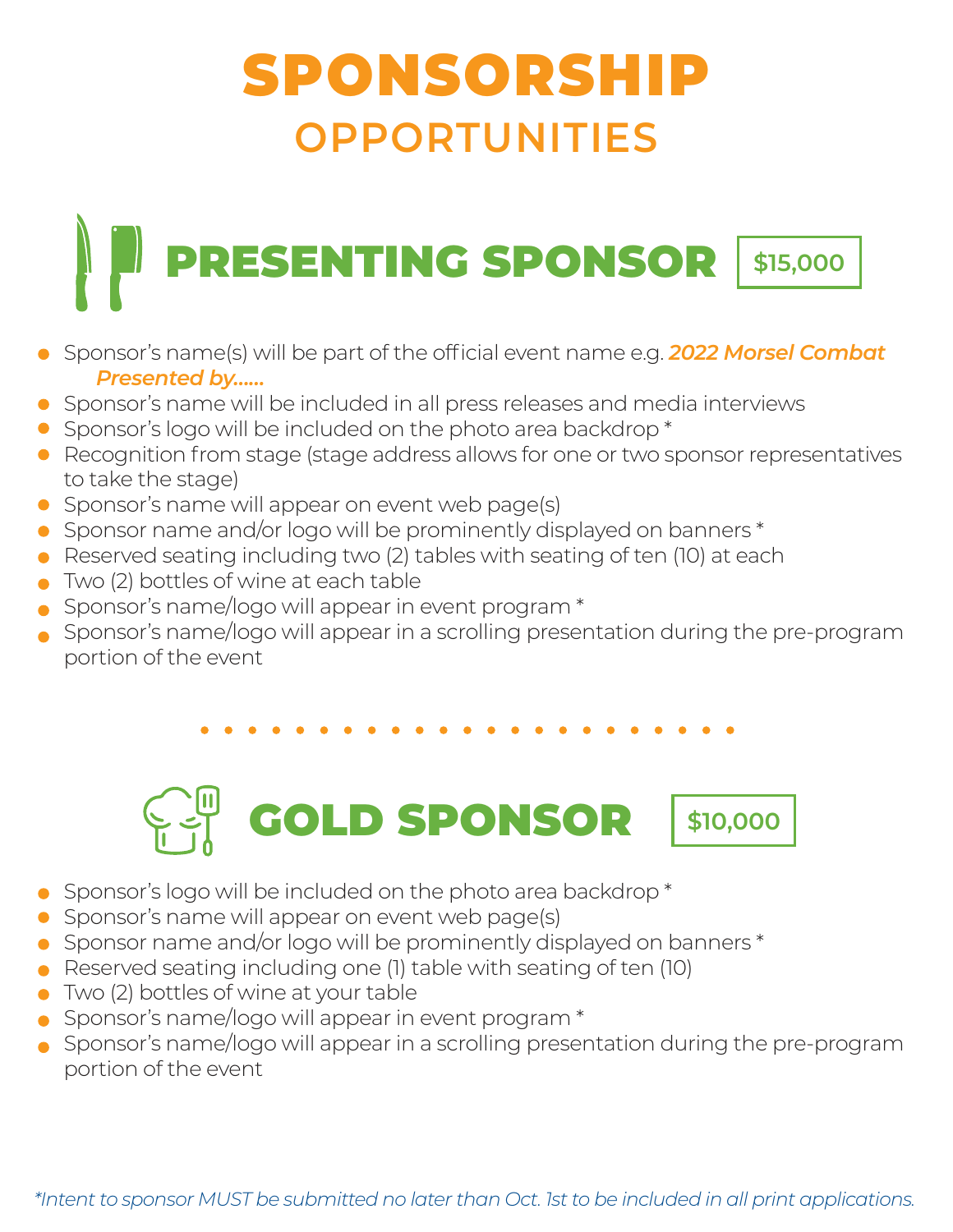# SPONSORSHIP
## OPPORTUNITIES

## PRESENTING SPONSOR — $15,000

- Sponsor's name(s) will be part of the official event name e.g. ***2022 Morsel Combat Presented by......***
- Sponsor's name will be included in all press releases and media interviews
- Sponsor's logo will be included on the photo area backdrop *
- Recognition from stage (stage address allows for one or two sponsor representatives to take the stage)
- Sponsor's name will appear on event web page(s)
- Sponsor name and/or logo will be prominently displayed on banners *
- Reserved seating including two (2) tables with seating of ten (10) at each
- Two (2) bottles of wine at each table
- Sponsor's name/logo will appear in event program *
- Sponsor's name/logo will appear in a scrolling presentation during the pre-program portion of the event

## GOLD SPONSOR — $10,000

- Sponsor's logo will be included on the photo area backdrop *
- Sponsor's name will appear on event web page(s)
- Sponsor name and/or logo will be prominently displayed on banners *
- Reserved seating including one (1) table with seating of ten (10)
- Two (2) bottles of wine at your table
- Sponsor's name/logo will appear in event program *
- Sponsor's name/logo will appear in a scrolling presentation during the pre-program portion of the event

*\*Intent to sponsor MUST be submitted no later than Oct. 1st to be included in all print applications.*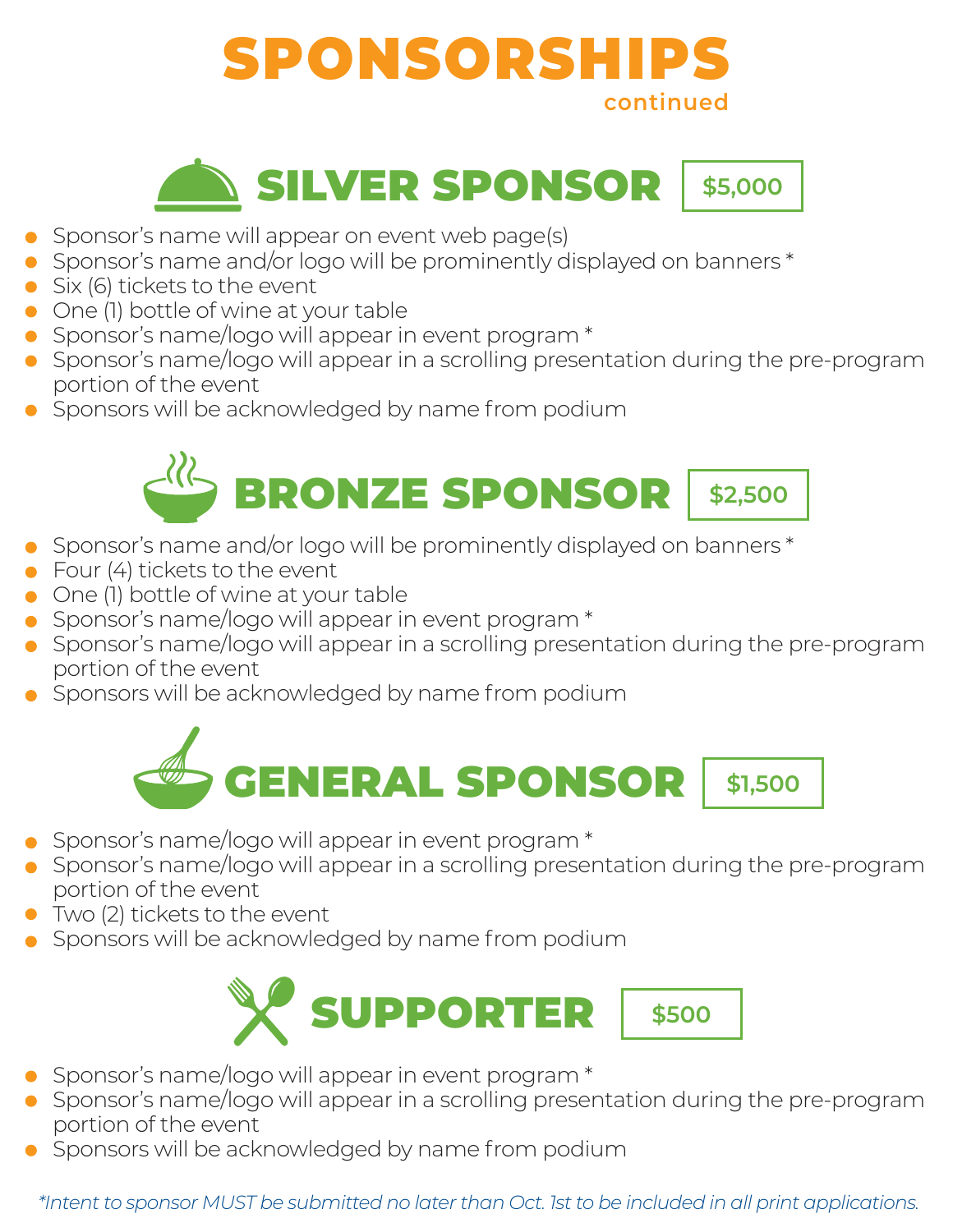# SPONSORSHIPS

continued

## SILVER SPONSOR

$5,000

- Sponsor's name will appear on event web page(s)
- Sponsor's name and/or logo will be prominently displayed on banners *
- Six (6) tickets to the event
- One (1) bottle of wine at your table
- Sponsor's name/logo will appear in event program *
- Sponsor's name/logo will appear in a scrolling presentation during the pre-program portion of the event
- Sponsors will be acknowledged by name from podium

## BRONZE SPONSOR

$2,500

- Sponsor's name and/or logo will be prominently displayed on banners *
- Four (4) tickets to the event
- One (1) bottle of wine at your table
- Sponsor's name/logo will appear in event program *
- Sponsor's name/logo will appear in a scrolling presentation during the pre-program portion of the event
- Sponsors will be acknowledged by name from podium

## GENERAL SPONSOR

$1,500

- Sponsor's name/logo will appear in event program *
- Sponsor's name/logo will appear in a scrolling presentation during the pre-program portion of the event
- Two (2) tickets to the event
- Sponsors will be acknowledged by name from podium

## SUPPORTER

$500

- Sponsor's name/logo will appear in event program *
- Sponsor's name/logo will appear in a scrolling presentation during the pre-program portion of the event
- Sponsors will be acknowledged by name from podium

*\*Intent to sponsor MUST be submitted no later than Oct. 1st to be included in all print applications.*